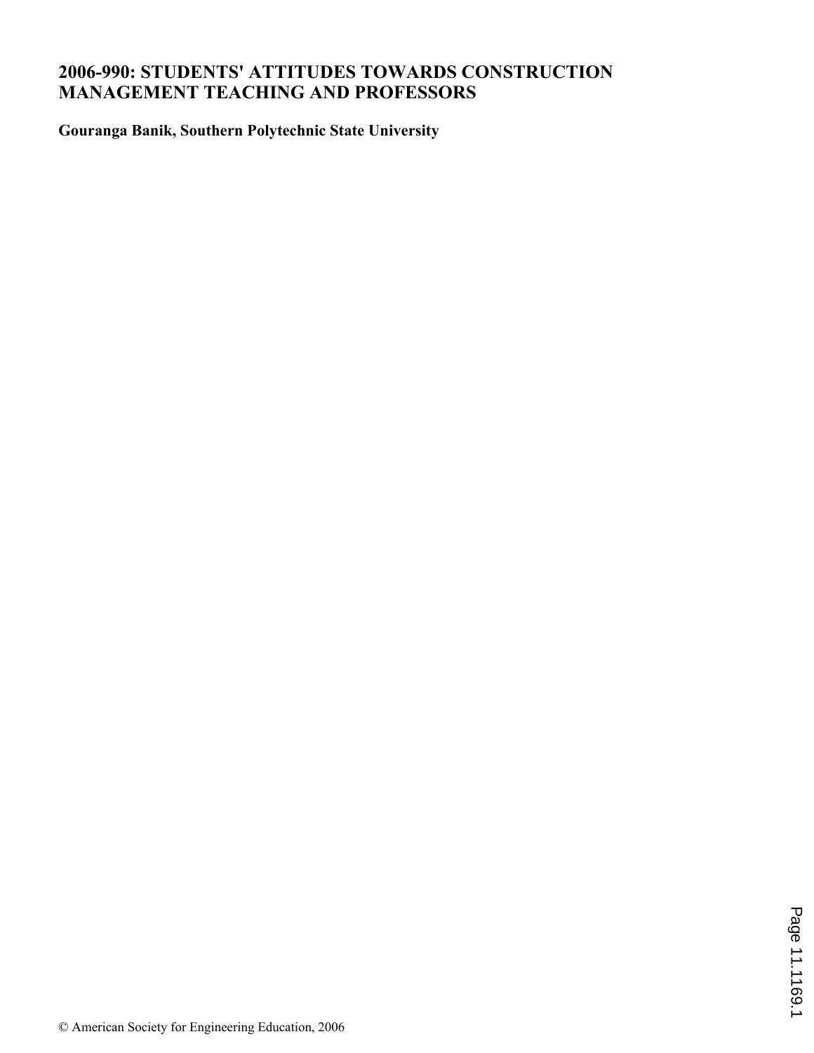# 2006-990: STUDENTS' ATTITUDES TOWARDS CONSTRUCTION MANAGEMENT TEACHING AND PROFESSORS

**Gouranga Banik, Southern Polytechnic State University**

© American Society for Engineering Education, 2006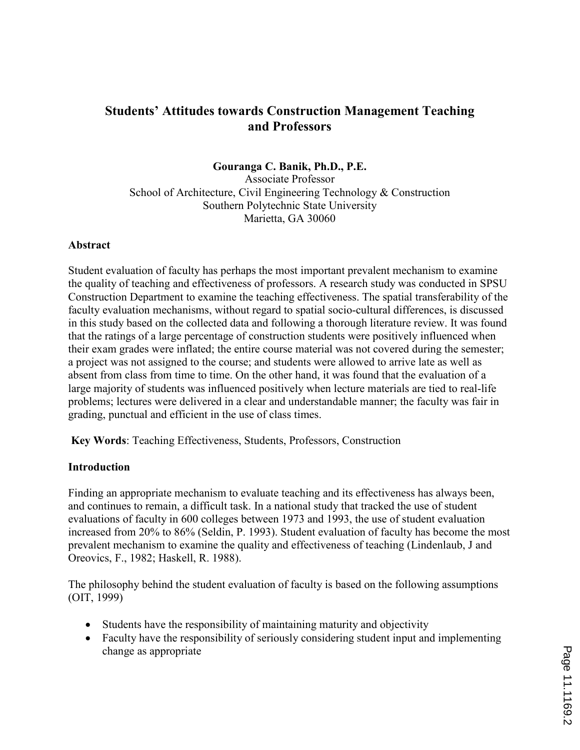# Students' Attitudes towards Construction Management Teaching and Professors

**Gouranga C. Banik, Ph.D., P.E.**
Associate Professor
School of Architecture, Civil Engineering Technology & Construction
Southern Polytechnic State University
Marietta, GA 30060

## Abstract

Student evaluation of faculty has perhaps the most important prevalent mechanism to examine the quality of teaching and effectiveness of professors. A research study was conducted in SPSU Construction Department to examine the teaching effectiveness. The spatial transferability of the faculty evaluation mechanisms, without regard to spatial socio-cultural differences, is discussed in this study based on the collected data and following a thorough literature review. It was found that the ratings of a large percentage of construction students were positively influenced when their exam grades were inflated; the entire course material was not covered during the semester; a project was not assigned to the course; and students were allowed to arrive late as well as absent from class from time to time. On the other hand, it was found that the evaluation of a large majority of students was influenced positively when lecture materials are tied to real-life problems; lectures were delivered in a clear and understandable manner; the faculty was fair in grading, punctual and efficient in the use of class times.

**Key Words**: Teaching Effectiveness, Students, Professors, Construction

## Introduction

Finding an appropriate mechanism to evaluate teaching and its effectiveness has always been, and continues to remain, a difficult task. In a national study that tracked the use of student evaluations of faculty in 600 colleges between 1973 and 1993, the use of student evaluation increased from 20% to 86% (Seldin, P. 1993). Student evaluation of faculty has become the most prevalent mechanism to examine the quality and effectiveness of teaching (Lindenlaub, J and Oreovics, F., 1982; Haskell, R. 1988).

The philosophy behind the student evaluation of faculty is based on the following assumptions (OIT, 1999)

- Students have the responsibility of maintaining maturity and objectivity
- Faculty have the responsibility of seriously considering student input and implementing change as appropriate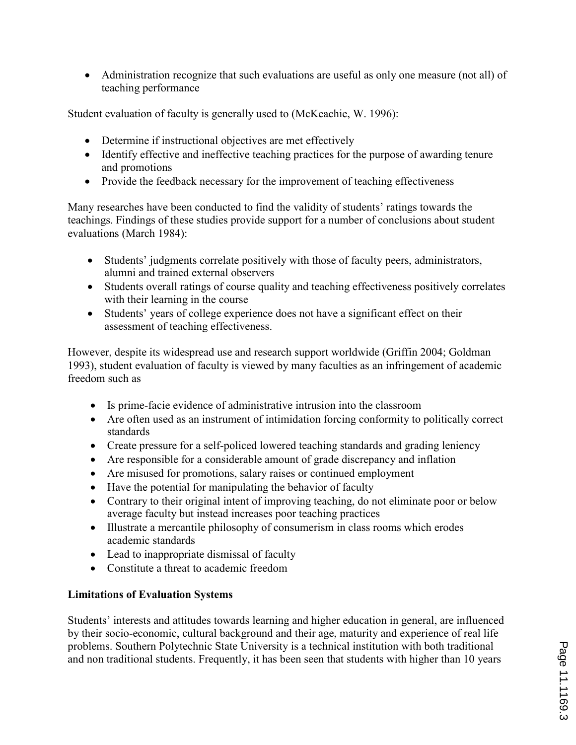- Administration recognize that such evaluations are useful as only one measure (not all) of teaching performance

Student evaluation of faculty is generally used to (McKeachie, W. 1996):

- Determine if instructional objectives are met effectively
- Identify effective and ineffective teaching practices for the purpose of awarding tenure and promotions
- Provide the feedback necessary for the improvement of teaching effectiveness

Many researches have been conducted to find the validity of students' ratings towards the teachings. Findings of these studies provide support for a number of conclusions about student evaluations (March 1984):

- Students' judgments correlate positively with those of faculty peers, administrators, alumni and trained external observers
- Students overall ratings of course quality and teaching effectiveness positively correlates with their learning in the course
- Students' years of college experience does not have a significant effect on their assessment of teaching effectiveness.

However, despite its widespread use and research support worldwide (Griffin 2004; Goldman 1993), student evaluation of faculty is viewed by many faculties as an infringement of academic freedom such as

- Is prime-facie evidence of administrative intrusion into the classroom
- Are often used as an instrument of intimidation forcing conformity to politically correct standards
- Create pressure for a self-policed lowered teaching standards and grading leniency
- Are responsible for a considerable amount of grade discrepancy and inflation
- Are misused for promotions, salary raises or continued employment
- Have the potential for manipulating the behavior of faculty
- Contrary to their original intent of improving teaching, do not eliminate poor or below average faculty but instead increases poor teaching practices
- Illustrate a mercantile philosophy of consumerism in class rooms which erodes academic standards
- Lead to inappropriate dismissal of faculty
- Constitute a threat to academic freedom

**Limitations of Evaluation Systems**

Students' interests and attitudes towards learning and higher education in general, are influenced by their socio-economic, cultural background and their age, maturity and experience of real life problems. Southern Polytechnic State University is a technical institution with both traditional and non traditional students. Frequently, it has been seen that students with higher than 10 years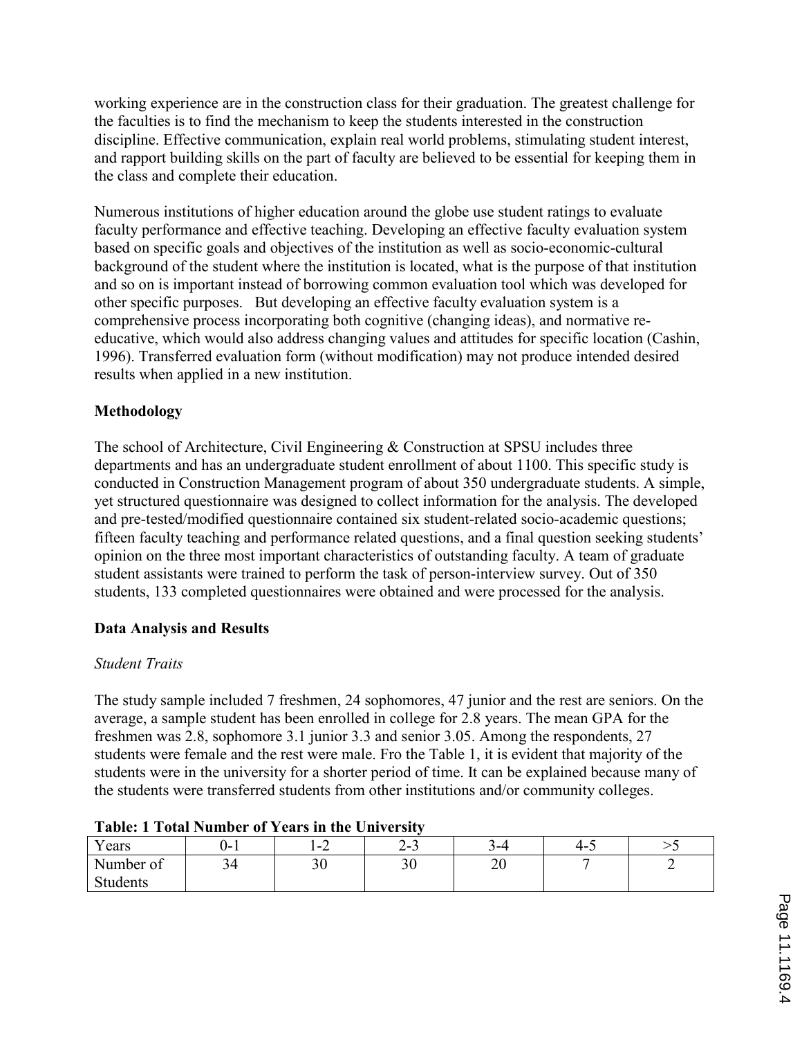working experience are in the construction class for their graduation. The greatest challenge for the faculties is to find the mechanism to keep the students interested in the construction discipline. Effective communication, explain real world problems, stimulating student interest, and rapport building skills on the part of faculty are believed to be essential for keeping them in the class and complete their education.

Numerous institutions of higher education around the globe use student ratings to evaluate faculty performance and effective teaching. Developing an effective faculty evaluation system based on specific goals and objectives of the institution as well as socio-economic-cultural background of the student where the institution is located, what is the purpose of that institution and so on is important instead of borrowing common evaluation tool which was developed for other specific purposes. But developing an effective faculty evaluation system is a comprehensive process incorporating both cognitive (changing ideas), and normative re-educative, which would also address changing values and attitudes for specific location (Cashin, 1996). Transferred evaluation form (without modification) may not produce intended desired results when applied in a new institution.

**Methodology**

The school of Architecture, Civil Engineering & Construction at SPSU includes three departments and has an undergraduate student enrollment of about 1100. This specific study is conducted in Construction Management program of about 350 undergraduate students. A simple, yet structured questionnaire was designed to collect information for the analysis. The developed and pre-tested/modified questionnaire contained six student-related socio-academic questions; fifteen faculty teaching and performance related questions, and a final question seeking students' opinion on the three most important characteristics of outstanding faculty. A team of graduate student assistants were trained to perform the task of person-interview survey. Out of 350 students, 133 completed questionnaires were obtained and were processed for the analysis.

**Data Analysis and Results**

*Student Traits*

The study sample included 7 freshmen, 24 sophomores, 47 junior and the rest are seniors. On the average, a sample student has been enrolled in college for 2.8 years. The mean GPA for the freshmen was 2.8, sophomore 3.1 junior 3.3 and senior 3.05. Among the respondents, 27 students were female and the rest were male. Fro the Table 1, it is evident that majority of the students were in the university for a shorter period of time. It can be explained because many of the students were transferred students from other institutions and/or community colleges.

**Table: 1 Total Number of Years in the University**

| Years | 0-1 | 1-2 | 2-3 | 3-4 | 4-5 | >5 |
|---|---|---|---|---|---|---|
| Number of Students | 34 | 30 | 30 | 20 | 7 | 2 |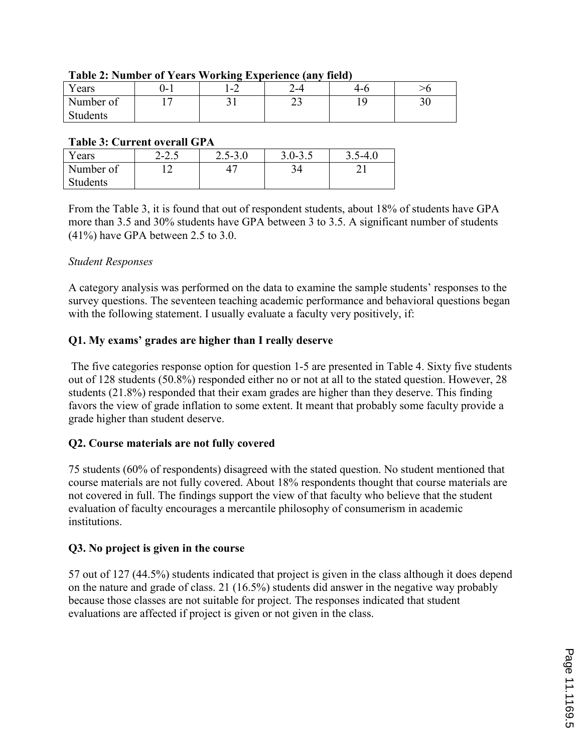**Table 2: Number of Years Working Experience (any field)**

| Years | 0-1 | 1-2 | 2-4 | 4-6 | >6 |
|---|---|---|---|---|---|
| Number of Students | 17 | 31 | 23 | 19 | 30 |

**Table 3: Current overall GPA**

| Years | 2-2.5 | 2.5-3.0 | 3.0-3.5 | 3.5-4.0 |
|---|---|---|---|---|
| Number of Students | 12 | 47 | 34 | 21 |

From the Table 3, it is found that out of respondent students, about 18% of students have GPA more than 3.5 and 30% students have GPA between 3 to 3.5. A significant number of students (41%) have GPA between 2.5 to 3.0.

*Student Responses*

A category analysis was performed on the data to examine the sample students' responses to the survey questions. The seventeen teaching academic performance and behavioral questions began with the following statement. I usually evaluate a faculty very positively, if:

**Q1. My exams' grades are higher than I really deserve**

The five categories response option for question 1-5 are presented in Table 4. Sixty five students out of 128 students (50.8%) responded either no or not at all to the stated question. However, 28 students (21.8%) responded that their exam grades are higher than they deserve. This finding favors the view of grade inflation to some extent. It meant that probably some faculty provide a grade higher than student deserve.

**Q2. Course materials are not fully covered**

75 students (60% of respondents) disagreed with the stated question. No student mentioned that course materials are not fully covered. About 18% respondents thought that course materials are not covered in full. The findings support the view of that faculty who believe that the student evaluation of faculty encourages a mercantile philosophy of consumerism in academic institutions.

**Q3. No project is given in the course**

57 out of 127 (44.5%) students indicated that project is given in the class although it does depend on the nature and grade of class. 21 (16.5%) students did answer in the negative way probably because those classes are not suitable for project. The responses indicated that student evaluations are affected if project is given or not given in the class.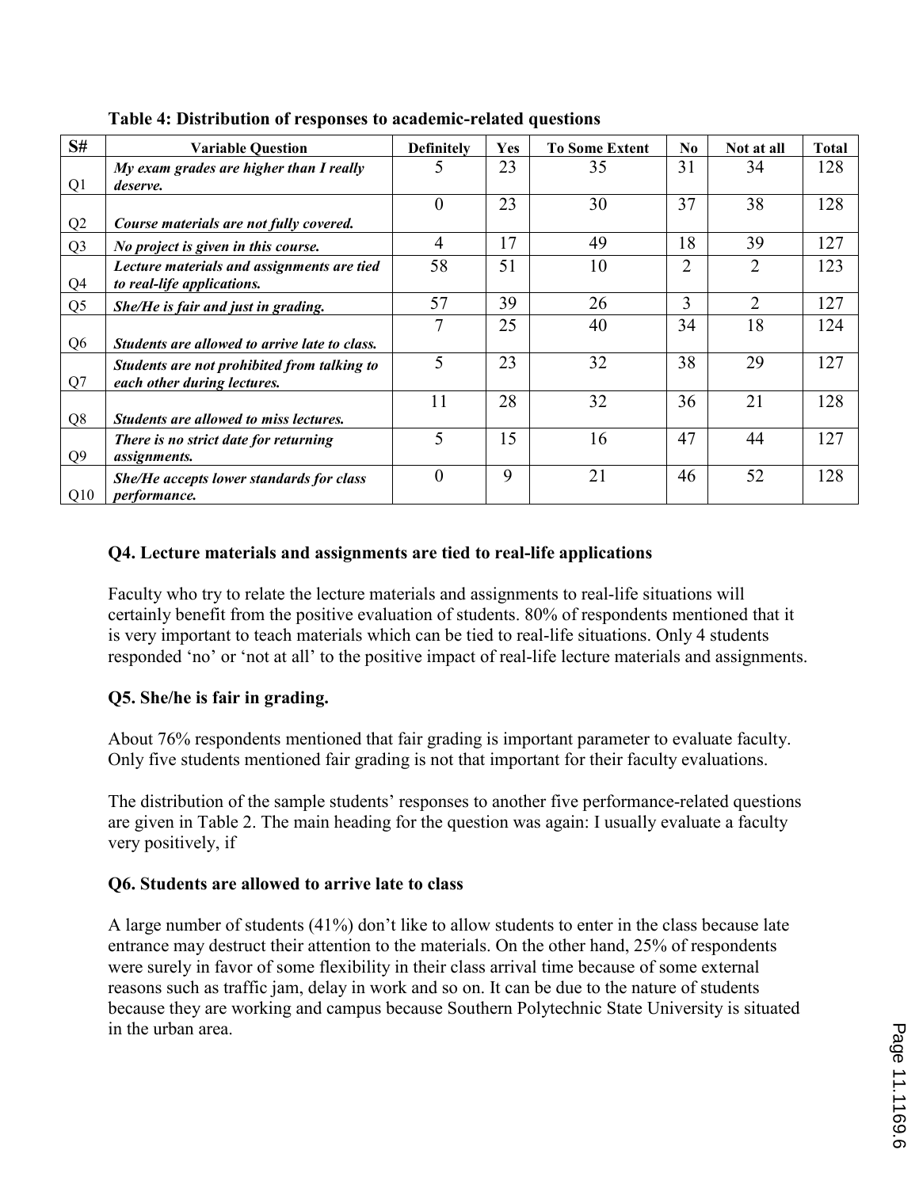**Table 4: Distribution of responses to academic-related questions**

| S# | Variable Question | Definitely | Yes | To Some Extent | No | Not at all | Total |
|---|---|---|---|---|---|---|---|
| Q1 | ***My exam grades are higher than I really deserve.*** | 5 | 23 | 35 | 31 | 34 | 128 |
| Q2 | ***Course materials are not fully covered.*** | 0 | 23 | 30 | 37 | 38 | 128 |
| Q3 | ***No project is given in this course.*** | 4 | 17 | 49 | 18 | 39 | 127 |
| Q4 | ***Lecture materials and assignments are tied to real-life applications.*** | 58 | 51 | 10 | 2 | 2 | 123 |
| Q5 | ***She/He is fair and just in grading.*** | 57 | 39 | 26 | 3 | 2 | 127 |
| Q6 | ***Students are allowed to arrive late to class.*** | 7 | 25 | 40 | 34 | 18 | 124 |
| Q7 | ***Students are not prohibited from talking to each other during lectures.*** | 5 | 23 | 32 | 38 | 29 | 127 |
| Q8 | ***Students are allowed to miss lectures.*** | 11 | 28 | 32 | 36 | 21 | 128 |
| Q9 | ***There is no strict date for returning assignments.*** | 5 | 15 | 16 | 47 | 44 | 127 |
| Q10 | ***She/He accepts lower standards for class performance.*** | 0 | 9 | 21 | 46 | 52 | 128 |

### Q4. Lecture materials and assignments are tied to real-life applications

Faculty who try to relate the lecture materials and assignments to real-life situations will certainly benefit from the positive evaluation of students. 80% of respondents mentioned that it is very important to teach materials which can be tied to real-life situations. Only 4 students responded 'no' or 'not at all' to the positive impact of real-life lecture materials and assignments.

### Q5. She/he is fair in grading.

About 76% respondents mentioned that fair grading is important parameter to evaluate faculty. Only five students mentioned fair grading is not that important for their faculty evaluations.

The distribution of the sample students' responses to another five performance-related questions are given in Table 2. The main heading for the question was again: I usually evaluate a faculty very positively, if

### Q6. Students are allowed to arrive late to class

A large number of students (41%) don't like to allow students to enter in the class because late entrance may destruct their attention to the materials. On the other hand, 25% of respondents were surely in favor of some flexibility in their class arrival time because of some external reasons such as traffic jam, delay in work and so on. It can be due to the nature of students because they are working and campus because Southern Polytechnic State University is situated in the urban area.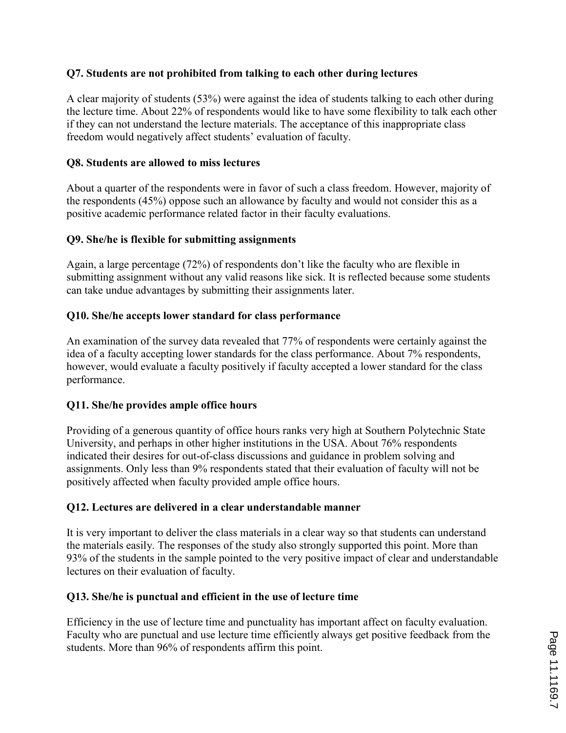**Q7. Students are not prohibited from talking to each other during lectures**

A clear majority of students (53%) were against the idea of students talking to each other during the lecture time. About 22% of respondents would like to have some flexibility to talk each other if they can not understand the lecture materials. The acceptance of this inappropriate class freedom would negatively affect students' evaluation of faculty.

**Q8. Students are allowed to miss lectures**

About a quarter of the respondents were in favor of such a class freedom. However, majority of the respondents (45%) oppose such an allowance by faculty and would not consider this as a positive academic performance related factor in their faculty evaluations.

**Q9. She/he is flexible for submitting assignments**

Again, a large percentage (72%) of respondents don't like the faculty who are flexible in submitting assignment without any valid reasons like sick. It is reflected because some students can take undue advantages by submitting their assignments later.

**Q10. She/he accepts lower standard for class performance**

An examination of the survey data revealed that 77% of respondents were certainly against the idea of a faculty accepting lower standards for the class performance. About 7% respondents, however, would evaluate a faculty positively if faculty accepted a lower standard for the class performance.

**Q11. She/he provides ample office hours**

Providing of a generous quantity of office hours ranks very high at Southern Polytechnic State University, and perhaps in other higher institutions in the USA. About 76% respondents indicated their desires for out-of-class discussions and guidance in problem solving and assignments. Only less than 9% respondents stated that their evaluation of faculty will not be positively affected when faculty provided ample office hours.

**Q12. Lectures are delivered in a clear understandable manner**

It is very important to deliver the class materials in a clear way so that students can understand the materials easily. The responses of the study also strongly supported this point. More than 93% of the students in the sample pointed to the very positive impact of clear and understandable lectures on their evaluation of faculty.

**Q13. She/he is punctual and efficient in the use of lecture time**

Efficiency in the use of lecture time and punctuality has important affect on faculty evaluation. Faculty who are punctual and use lecture time efficiently always get positive feedback from the students. More than 96% of respondents affirm this point.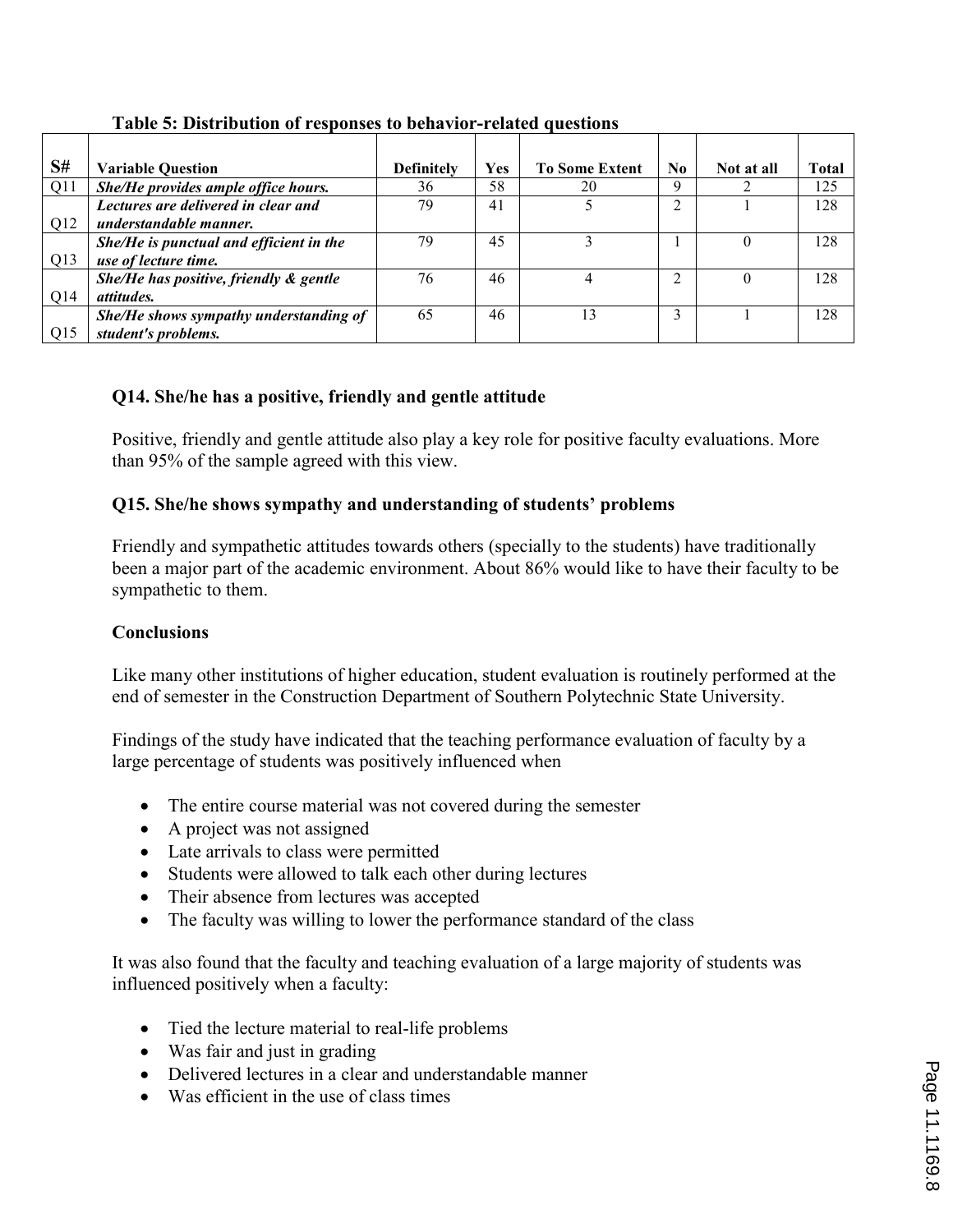**Table 5: Distribution of responses to behavior-related questions**

| S# | Variable Question | Definitely | Yes | To Some Extent | No | Not at all | Total |
|---|---|---|---|---|---|---|---|
| Q11 | ***She/He provides ample office hours.*** | 36 | 58 | 20 | 9 | 2 | 125 |
| Q12 | ***Lectures are delivered in clear and understandable manner.*** | 79 | 41 | 5 | 2 | 1 | 128 |
| Q13 | ***She/He is punctual and efficient in the use of lecture time.*** | 79 | 45 | 3 | 1 | 0 | 128 |
| Q14 | ***She/He has positive, friendly & gentle attitudes.*** | 76 | 46 | 4 | 2 | 0 | 128 |
| Q15 | ***She/He shows sympathy understanding of student's problems.*** | 65 | 46 | 13 | 3 | 1 | 128 |

**Q14. She/he has a positive, friendly and gentle attitude**

Positive, friendly and gentle attitude also play a key role for positive faculty evaluations. More than 95% of the sample agreed with this view.

**Q15. She/he shows sympathy and understanding of students' problems**

Friendly and sympathetic attitudes towards others (specially to the students) have traditionally been a major part of the academic environment. About 86% would like to have their faculty to be sympathetic to them.

**Conclusions**

Like many other institutions of higher education, student evaluation is routinely performed at the end of semester in the Construction Department of Southern Polytechnic State University.

Findings of the study have indicated that the teaching performance evaluation of faculty by a large percentage of students was positively influenced when

- The entire course material was not covered during the semester
- A project was not assigned
- Late arrivals to class were permitted
- Students were allowed to talk each other during lectures
- Their absence from lectures was accepted
- The faculty was willing to lower the performance standard of the class

It was also found that the faculty and teaching evaluation of a large majority of students was influenced positively when a faculty:

- Tied the lecture material to real-life problems
- Was fair and just in grading
- Delivered lectures in a clear and understandable manner
- Was efficient in the use of class times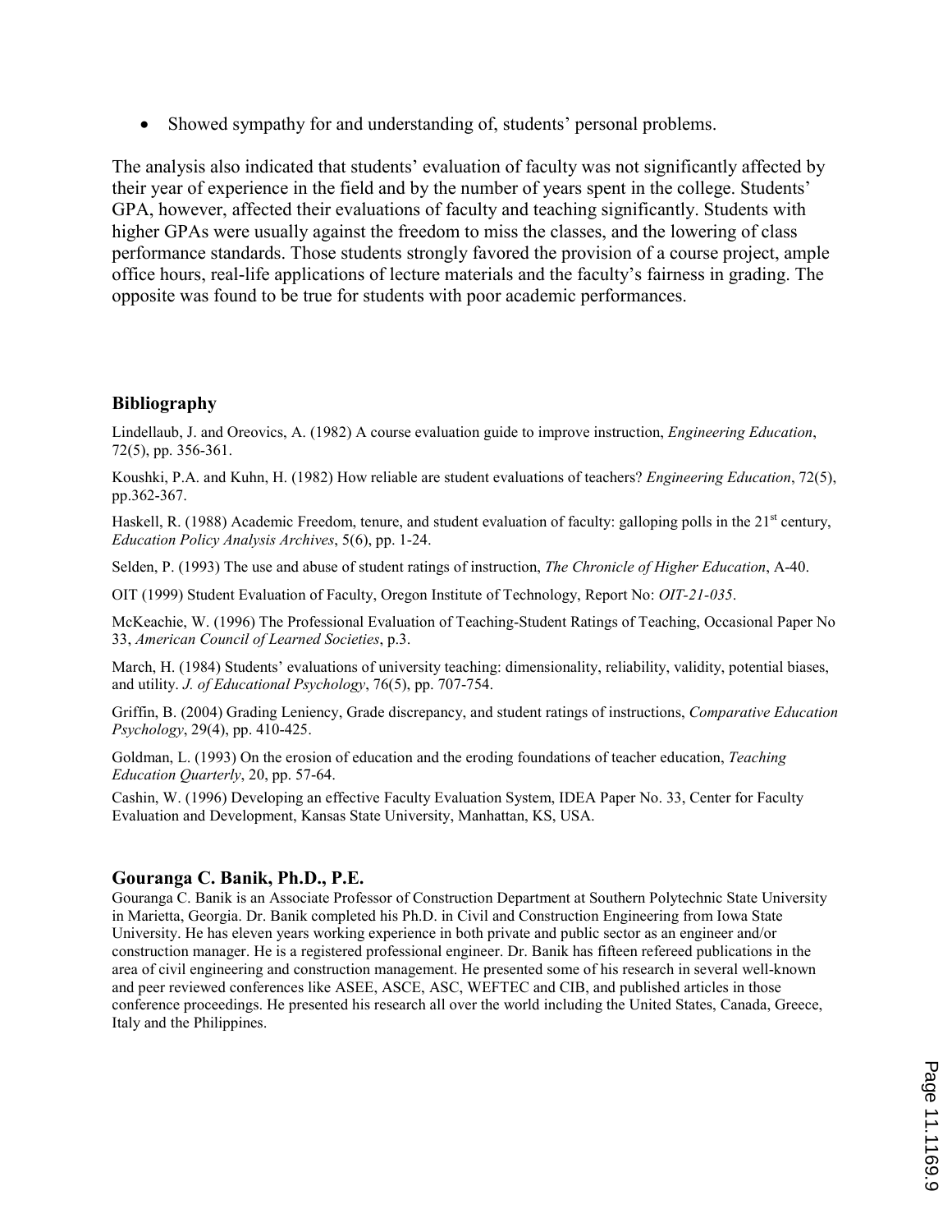- Showed sympathy for and understanding of, students' personal problems.

The analysis also indicated that students' evaluation of faculty was not significantly affected by their year of experience in the field and by the number of years spent in the college. Students' GPA, however, affected their evaluations of faculty and teaching significantly. Students with higher GPAs were usually against the freedom to miss the classes, and the lowering of class performance standards. Those students strongly favored the provision of a course project, ample office hours, real-life applications of lecture materials and the faculty's fairness in grading. The opposite was found to be true for students with poor academic performances.

## Bibliography

Lindellaub, J. and Oreovics, A. (1982) A course evaluation guide to improve instruction, *Engineering Education*, 72(5), pp. 356-361.

Koushki, P.A. and Kuhn, H. (1982) How reliable are student evaluations of teachers? *Engineering Education*, 72(5), pp.362-367.

Haskell, R. (1988) Academic Freedom, tenure, and student evaluation of faculty: galloping polls in the 21st century, *Education Policy Analysis Archives*, 5(6), pp. 1-24.

Selden, P. (1993) The use and abuse of student ratings of instruction, *The Chronicle of Higher Education*, A-40.

OIT (1999) Student Evaluation of Faculty, Oregon Institute of Technology, Report No: *OIT-21-035*.

McKeachie, W. (1996) The Professional Evaluation of Teaching-Student Ratings of Teaching, Occasional Paper No 33, *American Council of Learned Societies*, p.3.

March, H. (1984) Students' evaluations of university teaching: dimensionality, reliability, validity, potential biases, and utility. *J. of Educational Psychology*, 76(5), pp. 707-754.

Griffin, B. (2004) Grading Leniency, Grade discrepancy, and student ratings of instructions, *Comparative Education Psychology*, 29(4), pp. 410-425.

Goldman, L. (1993) On the erosion of education and the eroding foundations of teacher education, *Teaching Education Quarterly*, 20, pp. 57-64.

Cashin, W. (1996) Developing an effective Faculty Evaluation System, IDEA Paper No. 33, Center for Faculty Evaluation and Development, Kansas State University, Manhattan, KS, USA.

## Gouranga C. Banik, Ph.D., P.E.

Gouranga C. Banik is an Associate Professor of Construction Department at Southern Polytechnic State University in Marietta, Georgia. Dr. Banik completed his Ph.D. in Civil and Construction Engineering from Iowa State University. He has eleven years working experience in both private and public sector as an engineer and/or construction manager. He is a registered professional engineer. Dr. Banik has fifteen refereed publications in the area of civil engineering and construction management. He presented some of his research in several well-known and peer reviewed conferences like ASEE, ASCE, ASC, WEFTEC and CIB, and published articles in those conference proceedings. He presented his research all over the world including the United States, Canada, Greece, Italy and the Philippines.